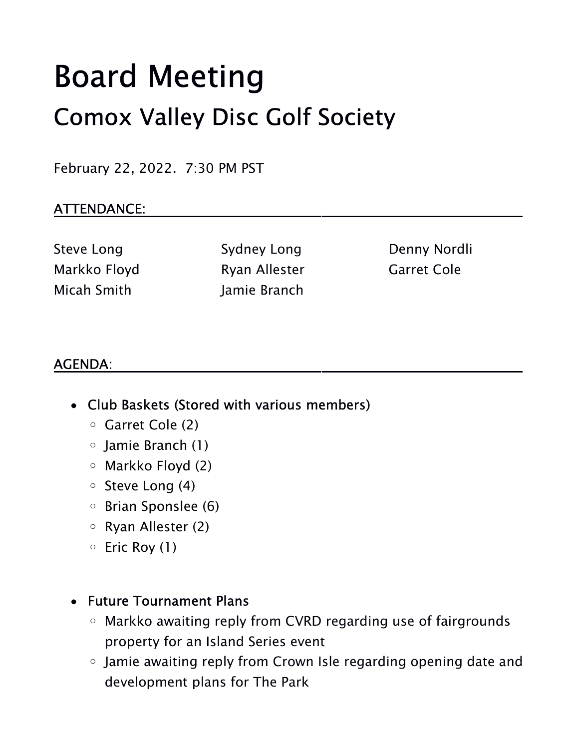# Board Meeting

## Comox Valley Disc Golf Society

February 22, 2022. 7:30 PM PST

ATTENDANCE:

Steve Long
Sydney Long
Denny Nordli
Markko Floyd
Ryan Allester
Garret Cole
Micah Smith
Jamie Branch

AGENDA:

- Club Baskets (Stored with various members)
  - Garret Cole (2)
  - Jamie Branch (1)
  - Markko Floyd (2)
  - Steve Long (4)
  - Brian Sponslee (6)
  - Ryan Allester (2)
  - Eric Roy (1)

- Future Tournament Plans
  - Markko awaiting reply from CVRD regarding use of fairgrounds property for an Island Series event
  - Jamie awaiting reply from Crown Isle regarding opening date and development plans for The Park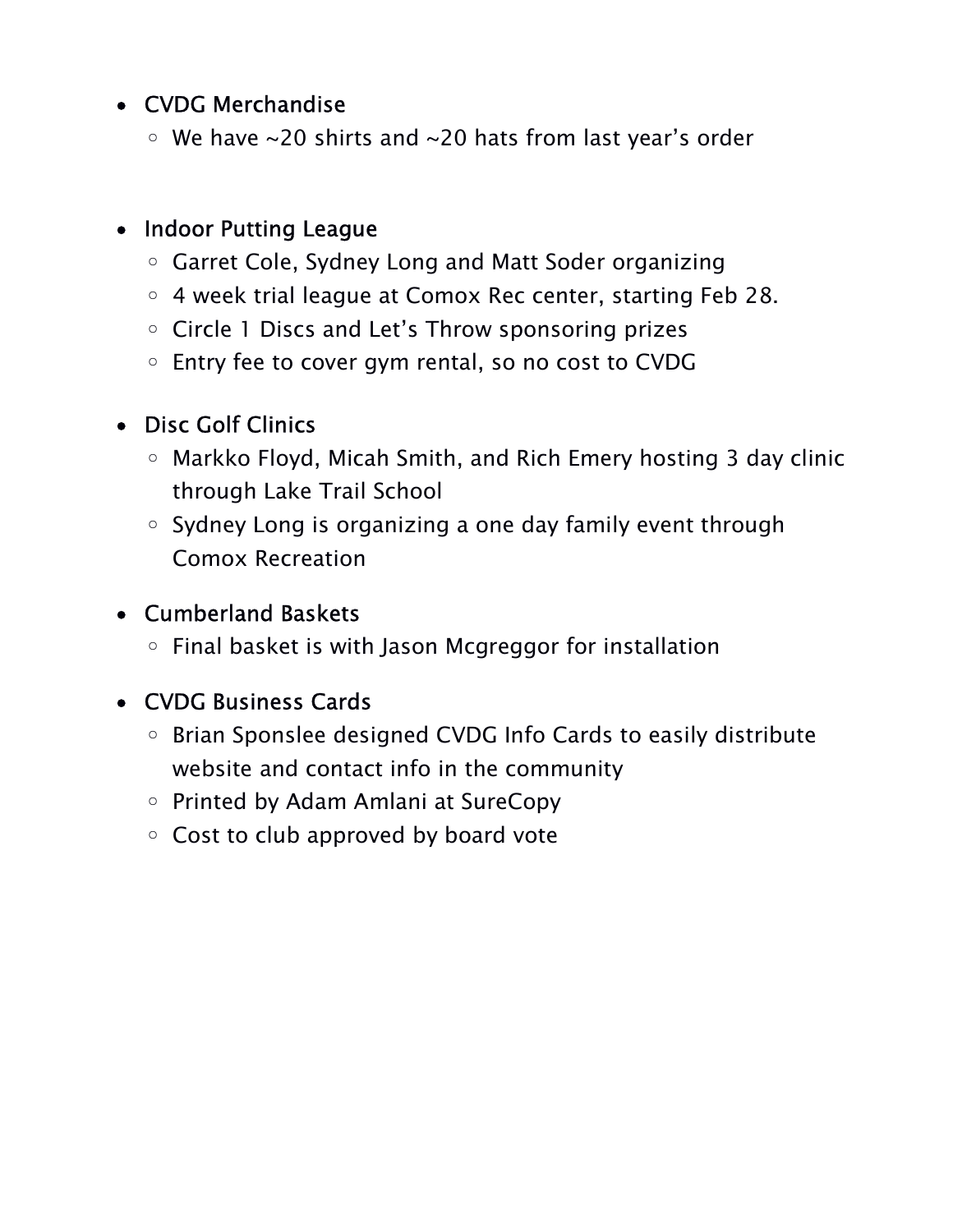- CVDG Merchandise
  - We have ~20 shirts and ~20 hats from last year's order

- Indoor Putting League
  - Garret Cole, Sydney Long and Matt Soder organizing
  - 4 week trial league at Comox Rec center, starting Feb 28.
  - Circle 1 Discs and Let's Throw sponsoring prizes
  - Entry fee to cover gym rental, so no cost to CVDG

- Disc Golf Clinics
  - Markko Floyd, Micah Smith, and Rich Emery hosting 3 day clinic through Lake Trail School
  - Sydney Long is organizing a one day family event through Comox Recreation

- Cumberland Baskets
  - Final basket is with Jason Mcgreggor for installation

- CVDG Business Cards
  - Brian Sponslee designed CVDG Info Cards to easily distribute website and contact info in the community
  - Printed by Adam Amlani at SureCopy
  - Cost to club approved by board vote